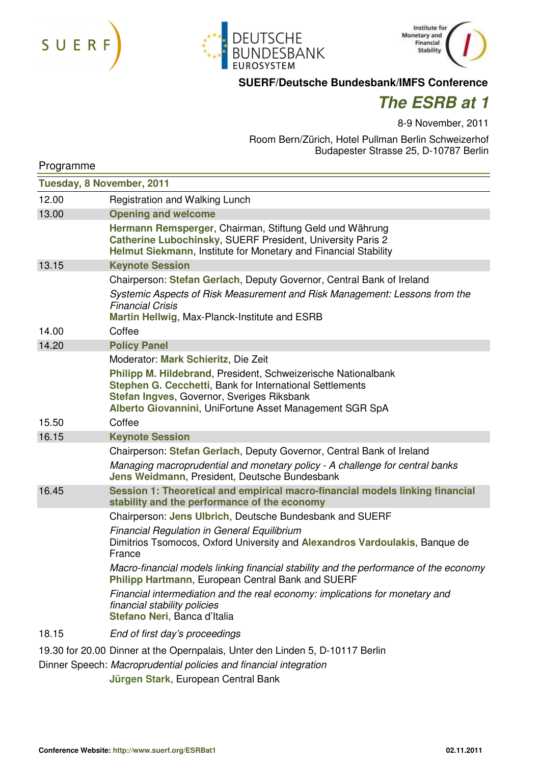SUERF · DEUTSCHE BUNDESBANK EUROSYSTEM · Institute for Monetary and Financial Stability

**SUERF/Deutsche Bundesbank/IMFS Conference**

# *The ESRB at 1*

8-9 November, 2011

Room Bern/Zürich, Hotel Pullman Berlin Schweizerhof
Budapester Strasse 25, D-10787 Berlin

## Programme

### Tuesday, 8 November, 2011

| | |
|---|---|
| 12.00 | Registration and Walking Lunch |
| 13.00 | **Opening and welcome** |
| | **Hermann Remsperger**, Chairman, Stiftung Geld und Währung<br>**Catherine Lubochinsky**, SUERF President, University Paris 2<br>**Helmut Siekmann**, Institute for Monetary and Financial Stability |
| 13.15 | **Keynote Session** |
| | Chairperson: **Stefan Gerlach**, Deputy Governor, Central Bank of Ireland |
| | *Systemic Aspects of Risk Measurement and Risk Management: Lessons from the Financial Crisis*<br>**Martin Hellwig**, Max-Planck-Institute and ESRB |
| 14.00 | Coffee |
| 14.20 | **Policy Panel** |
| | Moderator: **Mark Schieritz**, Die Zeit |
| | **Philipp M. Hildebrand**, President, Schweizerische Nationalbank<br>**Stephen G. Cecchetti**, Bank for International Settlements<br>**Stefan Ingves**, Governor, Sveriges Riksbank<br>**Alberto Giovannini**, UniFortune Asset Management SGR SpA |
| 15.50 | Coffee |
| 16.15 | **Keynote Session** |
| | Chairperson: **Stefan Gerlach**, Deputy Governor, Central Bank of Ireland |
| | *Managing macroprudential and monetary policy - A challenge for central banks*<br>**Jens Weidmann**, President, Deutsche Bundesbank |
| 16.45 | **Session 1: Theoretical and empirical macro-financial models linking financial stability and the performance of the economy** |
| | Chairperson: **Jens Ulbrich**, Deutsche Bundesbank and SUERF |
| | *Financial Regulation in General Equilibrium*<br>Dimitrios Tsomocos, Oxford University and **Alexandros Vardoulakis**, Banque de France |
| | *Macro-financial models linking financial stability and the performance of the economy*<br>**Philipp Hartmann**, European Central Bank and SUERF |
| | *Financial intermediation and the real economy: implications for monetary and financial stability policies*<br>**Stefano Neri**, Banca d'Italia |
| 18.15 | *End of first day's proceedings* |
| 19.30 for 20.00 | Dinner at the Opernpalais, Unter den Linden 5, D-10117 Berlin |
| Dinner Speech: | *Macroprudential policies and financial integration*<br>**Jürgen Stark**, European Central Bank |

**Conference Website:** http://www.suerf.org/ESRBat1 · 02.11.2011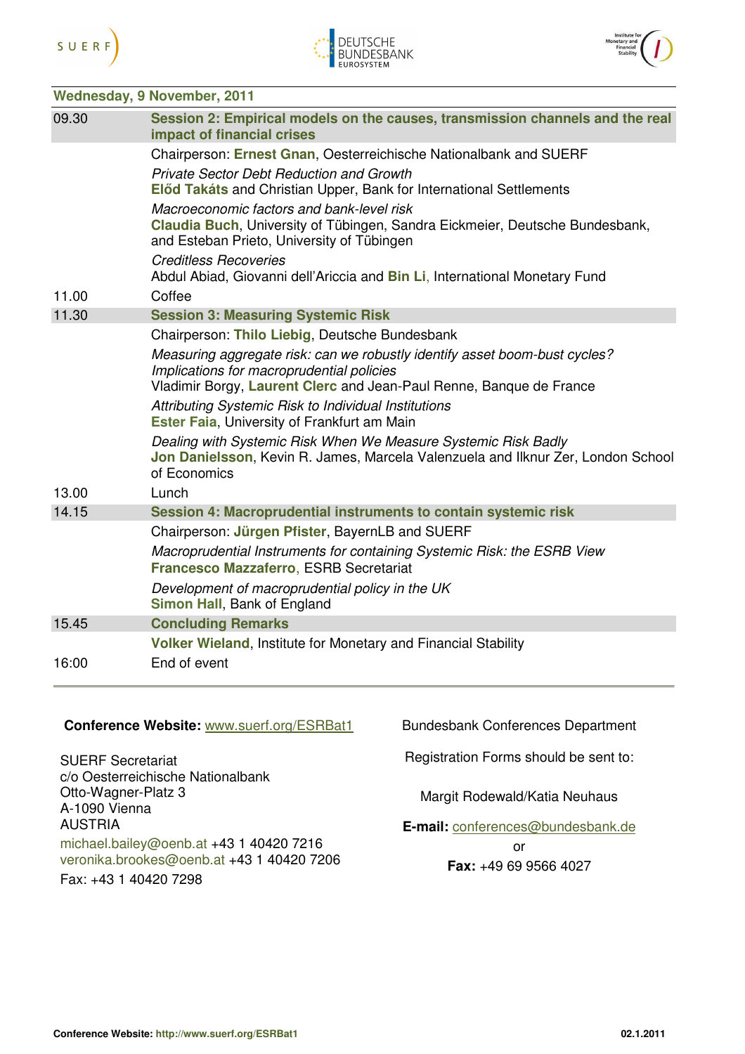## Wednesday, 9 November, 2011

| | |
|---|---|
| 09.30 | **Session 2: Empirical models on the causes, transmission channels and the real impact of financial crises** |
| | Chairperson: **Ernest Gnan**, Oesterreichische Nationalbank and SUERF |
| | *Private Sector Debt Reduction and Growth*<br>**Előd Takáts** and Christian Upper, Bank for International Settlements |
| | *Macroeconomic factors and bank-level risk*<br>**Claudia Buch**, University of Tübingen, Sandra Eickmeier, Deutsche Bundesbank, and Esteban Prieto, University of Tübingen |
| | *Creditless Recoveries*<br>Abdul Abiad, Giovanni dell'Ariccia and **Bin Li**, International Monetary Fund |
| 11.00 | Coffee |
| 11.30 | **Session 3: Measuring Systemic Risk** |
| | Chairperson: **Thilo Liebig**, Deutsche Bundesbank |
| | *Measuring aggregate risk: can we robustly identify asset boom-bust cycles? Implications for macroprudential policies*<br>Vladimir Borgy, **Laurent Clerc** and Jean-Paul Renne, Banque de France |
| | *Attributing Systemic Risk to Individual Institutions*<br>**Ester Faia**, University of Frankfurt am Main |
| | *Dealing with Systemic Risk When We Measure Systemic Risk Badly*<br>**Jon Danielsson**, Kevin R. James, Marcela Valenzuela and Ilknur Zer, London School of Economics |
| 13.00 | Lunch |
| 14.15 | **Session 4: Macroprudential instruments to contain systemic risk** |
| | Chairperson: **Jürgen Pfister**, BayernLB and SUERF |
| | *Macroprudential Instruments for containing Systemic Risk: the ESRB View*<br>**Francesco Mazzaferro**, ESRB Secretariat |
| | *Development of macroprudential policy in the UK*<br>**Simon Hall**, Bank of England |
| 15.45 | **Concluding Remarks** |
| | **Volker Wieland**, Institute for Monetary and Financial Stability |
| 16:00 | End of event |

**Conference Website:** www.suerf.org/ESRBat1

SUERF Secretariat
c/o Oesterreichische Nationalbank
Otto-Wagner-Platz 3
A-1090 Vienna
AUSTRIA
michael.bailey@oenb.at +43 1 40420 7216
veronika.brookes@oenb.at +43 1 40420 7206
Fax: +43 1 40420 7298

Bundesbank Conferences Department

Registration Forms should be sent to:

Margit Rodewald/Katia Neuhaus

**E-mail:** conferences@bundesbank.de
or
**Fax:** +49 69 9566 4027

**Conference Website: http://www.suerf.org/ESRBat1** 02.1.2011